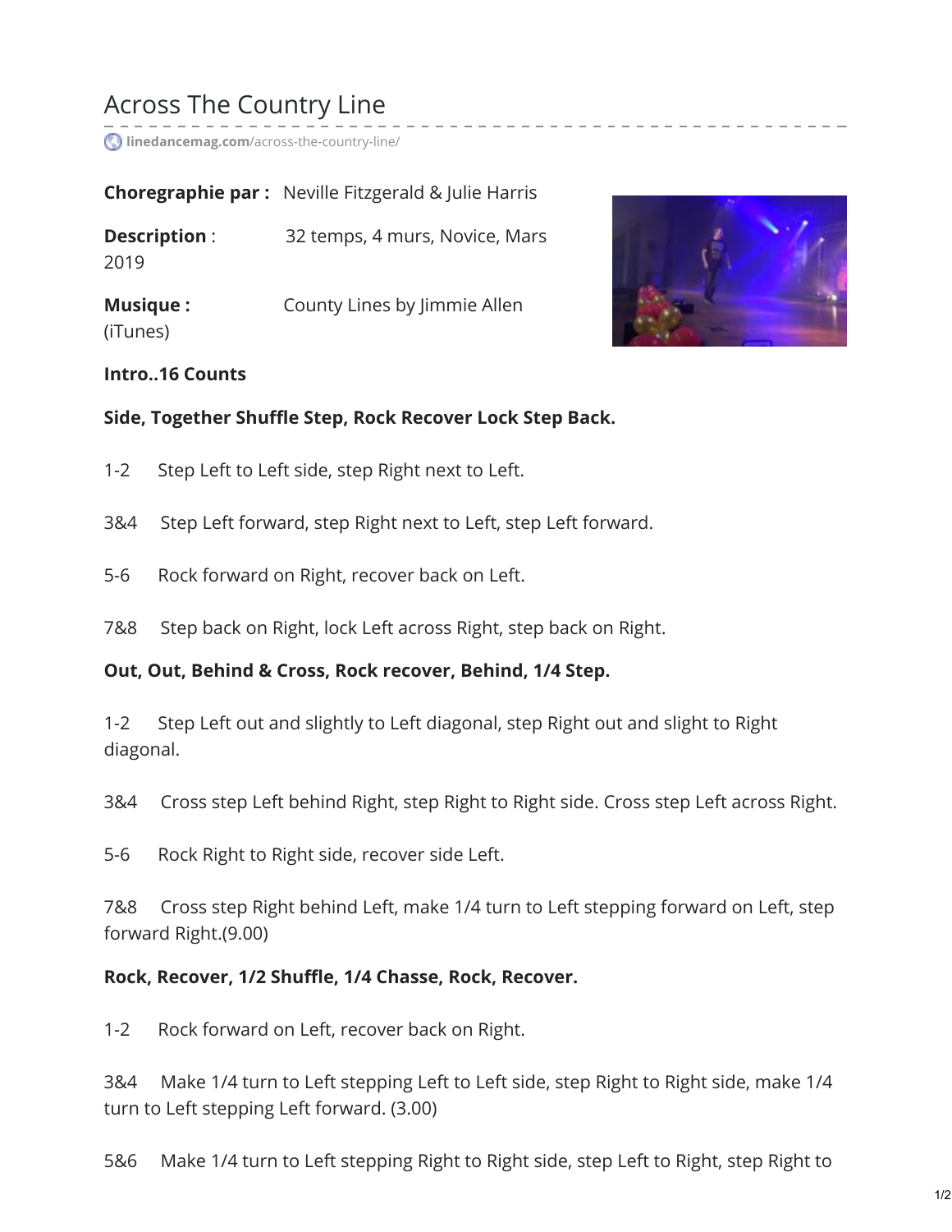# Across The Country Line

linedancemag.com/across-the-country-line/

**Choregraphie par :** Neville Fitzgerald & Julie Harris

**Description** : 32 temps, 4 murs, Novice, Mars 2019

**Musique :** County Lines by Jimmie Allen (iTunes)

**Intro..16 Counts**

**Side, Together Shuffle Step, Rock Recover Lock Step Back.**

1-2 Step Left to Left side, step Right next to Left.

3&4 Step Left forward, step Right next to Left, step Left forward.

5-6 Rock forward on Right, recover back on Left.

7&8 Step back on Right, lock Left across Right, step back on Right.

**Out, Out, Behind & Cross, Rock recover, Behind, 1/4 Step.**

1-2 Step Left out and slightly to Left diagonal, step Right out and slight to Right diagonal.

3&4 Cross step Left behind Right, step Right to Right side. Cross step Left across Right.

5-6 Rock Right to Right side, recover side Left.

7&8 Cross step Right behind Left, make 1/4 turn to Left stepping forward on Left, step forward Right.(9.00)

**Rock, Recover, 1/2 Shuffle, 1/4 Chasse, Rock, Recover.**

1-2 Rock forward on Left, recover back on Right.

3&4 Make 1/4 turn to Left stepping Left to Left side, step Right to Right side, make 1/4 turn to Left stepping Left forward. (3.00)

5&6 Make 1/4 turn to Left stepping Right to Right side, step Left to Right, step Right to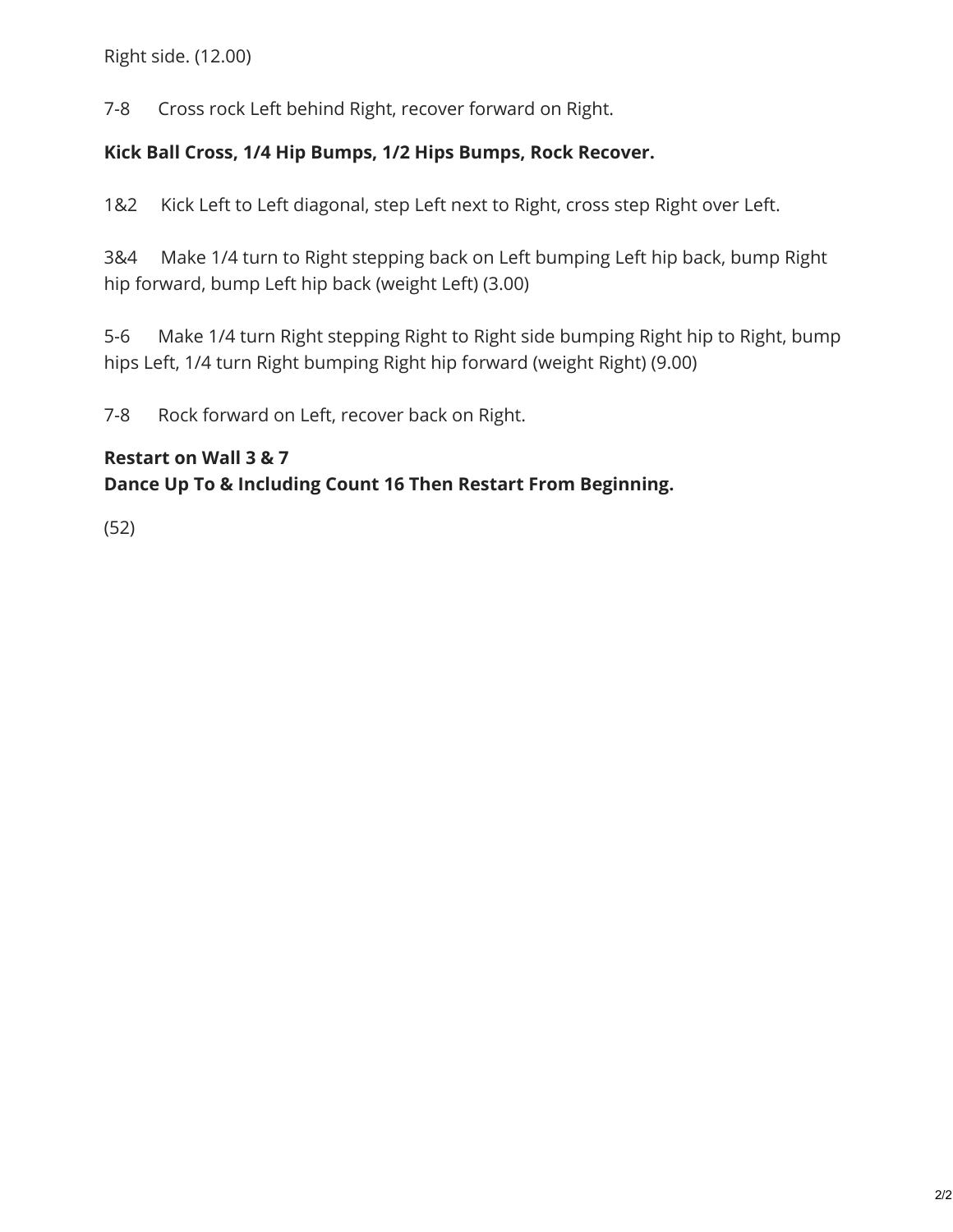Right side. (12.00)

7-8 Cross rock Left behind Right, recover forward on Right.

**Kick Ball Cross, 1/4 Hip Bumps, 1/2 Hips Bumps, Rock Recover.**

1&2 Kick Left to Left diagonal, step Left next to Right, cross step Right over Left.

3&4 Make 1/4 turn to Right stepping back on Left bumping Left hip back, bump Right hip forward, bump Left hip back (weight Left) (3.00)

5-6 Make 1/4 turn Right stepping Right to Right side bumping Right hip to Right, bump hips Left, 1/4 turn Right bumping Right hip forward (weight Right) (9.00)

7-8 Rock forward on Left, recover back on Right.

**Restart on Wall 3 & 7**
**Dance Up To & Including Count 16 Then Restart From Beginning.**

(52)